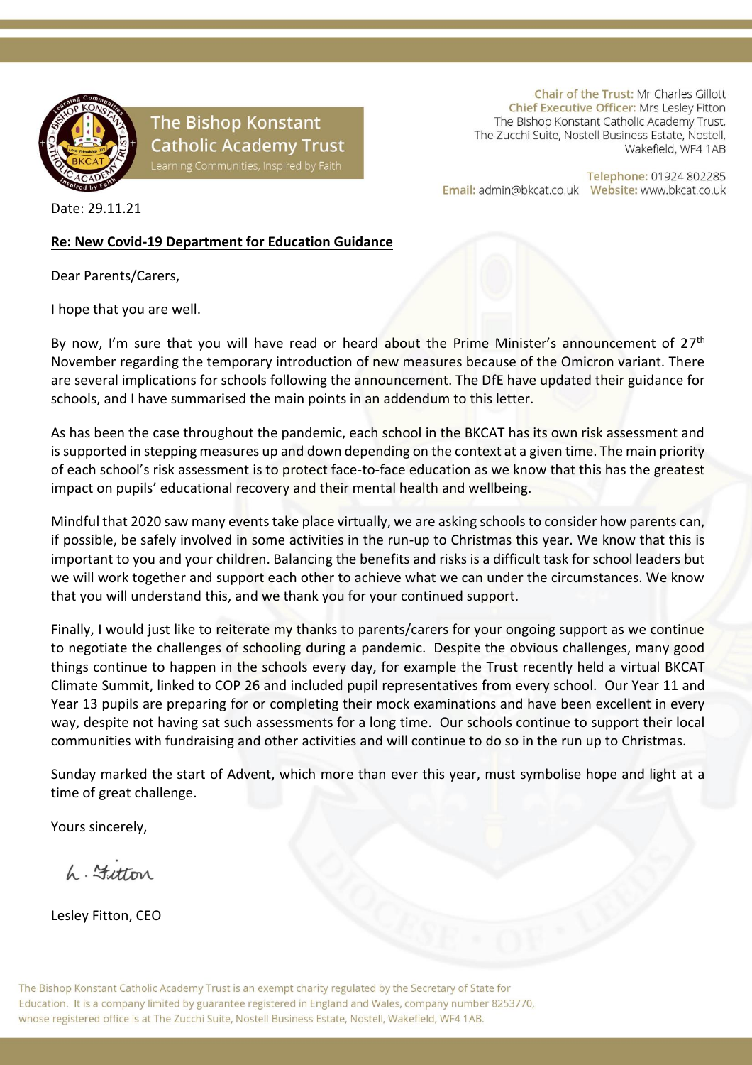The Bishop Konstant Catholic Academy Trust
Learning Communities, Inspired by Faith

**Chair of the Trust:** Mr Charles Gillott
**Chief Executive Officer:** Mrs Lesley Fitton
The Bishop Konstant Catholic Academy Trust,
The Zucchi Suite, Nostell Business Estate, Nostell,
Wakefield, WF4 1AB

**Telephone:** 01924 802285
**Email:** admin@bkcat.co.uk **Website:** www.bkcat.co.uk

Date: 29.11.21

**Re: New Covid-19 Department for Education Guidance**

Dear Parents/Carers,

I hope that you are well.

By now, I'm sure that you will have read or heard about the Prime Minister's announcement of 27th November regarding the temporary introduction of new measures because of the Omicron variant. There are several implications for schools following the announcement. The DfE have updated their guidance for schools, and I have summarised the main points in an addendum to this letter.

As has been the case throughout the pandemic, each school in the BKCAT has its own risk assessment and is supported in stepping measures up and down depending on the context at a given time. The main priority of each school's risk assessment is to protect face-to-face education as we know that this has the greatest impact on pupils' educational recovery and their mental health and wellbeing.

Mindful that 2020 saw many events take place virtually, we are asking schools to consider how parents can, if possible, be safely involved in some activities in the run-up to Christmas this year. We know that this is important to you and your children. Balancing the benefits and risks is a difficult task for school leaders but we will work together and support each other to achieve what we can under the circumstances. We know that you will understand this, and we thank you for your continued support.

Finally, I would just like to reiterate my thanks to parents/carers for your ongoing support as we continue to negotiate the challenges of schooling during a pandemic. Despite the obvious challenges, many good things continue to happen in the schools every day, for example the Trust recently held a virtual BKCAT Climate Summit, linked to COP 26 and included pupil representatives from every school. Our Year 11 and Year 13 pupils are preparing for or completing their mock examinations and have been excellent in every way, despite not having sat such assessments for a long time. Our schools continue to support their local communities with fundraising and other activities and will continue to do so in the run up to Christmas.

Sunday marked the start of Advent, which more than ever this year, must symbolise hope and light at a time of great challenge.

Yours sincerely,

L. Fitton

Lesley Fitton, CEO

The Bishop Konstant Catholic Academy Trust is an exempt charity regulated by the Secretary of State for Education. It is a company limited by guarantee registered in England and Wales, company number 8253770, whose registered office is at The Zucchi Suite, Nostell Business Estate, Nostell, Wakefield, WF4 1AB.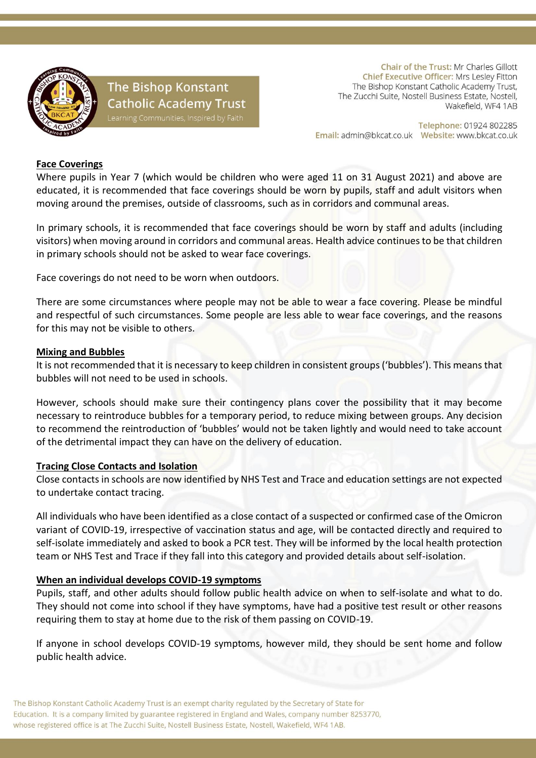## Face Coverings

Where pupils in Year 7 (which would be children who were aged 11 on 31 August 2021) and above are educated, it is recommended that face coverings should be worn by pupils, staff and adult visitors when moving around the premises, outside of classrooms, such as in corridors and communal areas.

In primary schools, it is recommended that face coverings should be worn by staff and adults (including visitors) when moving around in corridors and communal areas. Health advice continues to be that children in primary schools should not be asked to wear face coverings.

Face coverings do not need to be worn when outdoors.

There are some circumstances where people may not be able to wear a face covering. Please be mindful and respectful of such circumstances. Some people are less able to wear face coverings, and the reasons for this may not be visible to others.

## Mixing and Bubbles

It is not recommended that it is necessary to keep children in consistent groups ('bubbles'). This means that bubbles will not need to be used in schools.

However, schools should make sure their contingency plans cover the possibility that it may become necessary to reintroduce bubbles for a temporary period, to reduce mixing between groups. Any decision to recommend the reintroduction of 'bubbles' would not be taken lightly and would need to take account of the detrimental impact they can have on the delivery of education.

## Tracing Close Contacts and Isolation

Close contacts in schools are now identified by NHS Test and Trace and education settings are not expected to undertake contact tracing.

All individuals who have been identified as a close contact of a suspected or confirmed case of the Omicron variant of COVID-19, irrespective of vaccination status and age, will be contacted directly and required to self-isolate immediately and asked to book a PCR test. They will be informed by the local health protection team or NHS Test and Trace if they fall into this category and provided details about self-isolation.

## When an individual develops COVID-19 symptoms

Pupils, staff, and other adults should follow public health advice on when to self-isolate and what to do. They should not come into school if they have symptoms, have had a positive test result or other reasons requiring them to stay at home due to the risk of them passing on COVID-19.

If anyone in school develops COVID-19 symptoms, however mild, they should be sent home and follow public health advice.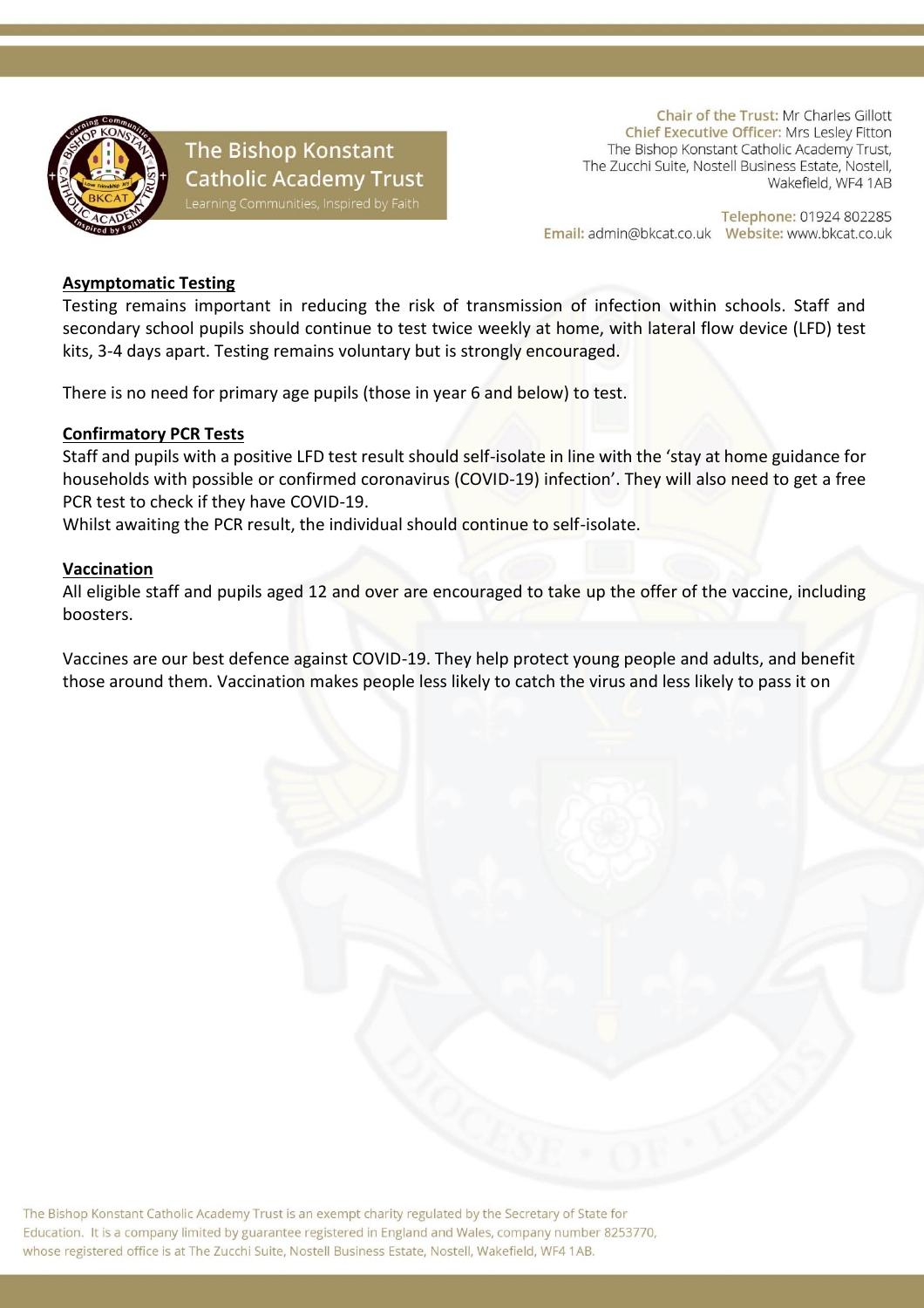## Asymptomatic Testing

Testing remains important in reducing the risk of transmission of infection within schools. Staff and secondary school pupils should continue to test twice weekly at home, with lateral flow device (LFD) test kits, 3-4 days apart. Testing remains voluntary but is strongly encouraged.

There is no need for primary age pupils (those in year 6 and below) to test.

## Confirmatory PCR Tests

Staff and pupils with a positive LFD test result should self-isolate in line with the 'stay at home guidance for households with possible or confirmed coronavirus (COVID-19) infection'. They will also need to get a free PCR test to check if they have COVID-19.
Whilst awaiting the PCR result, the individual should continue to self-isolate.

## Vaccination

All eligible staff and pupils aged 12 and over are encouraged to take up the offer of the vaccine, including boosters.

Vaccines are our best defence against COVID-19. They help protect young people and adults, and benefit those around them. Vaccination makes people less likely to catch the virus and less likely to pass it on